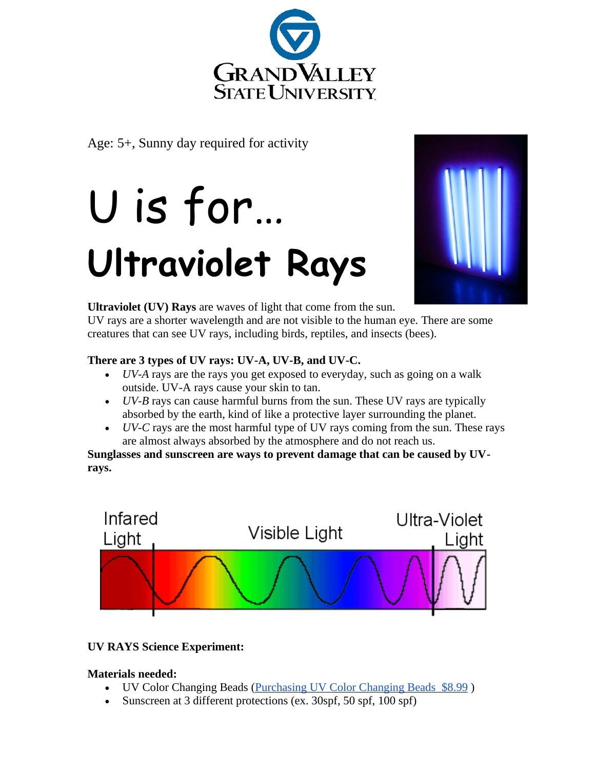Age: 5+, Sunny day required for activity

# U is for…
# Ultraviolet Rays

**Ultraviolet (UV) Rays** are waves of light that come from the sun.
UV rays are a shorter wavelength and are not visible to the human eye. There are some creatures that can see UV rays, including birds, reptiles, and insects (bees).

**There are 3 types of UV rays: UV-A, UV-B, and UV-C.**

- *UV-A* rays are the rays you get exposed to everyday, such as going on a walk outside. UV-A rays cause your skin to tan.
- *UV-B* rays can cause harmful burns from the sun. These UV rays are typically absorbed by the earth, kind of like a protective layer surrounding the planet.
- *UV-C* rays are the most harmful type of UV rays coming from the sun. These rays are almost always absorbed by the atmosphere and do not reach us.

**Sunglasses and sunscreen are ways to prevent damage that can be caused by UV-rays.**

Infared Light | Visible Light | Ultra-Violet Light

**UV RAYS Science Experiment:**

**Materials needed:**

- UV Color Changing Beads (Purchasing UV Color Changing Beads $8.99 )
- Sunscreen at 3 different protections (ex. 30spf, 50 spf, 100 spf)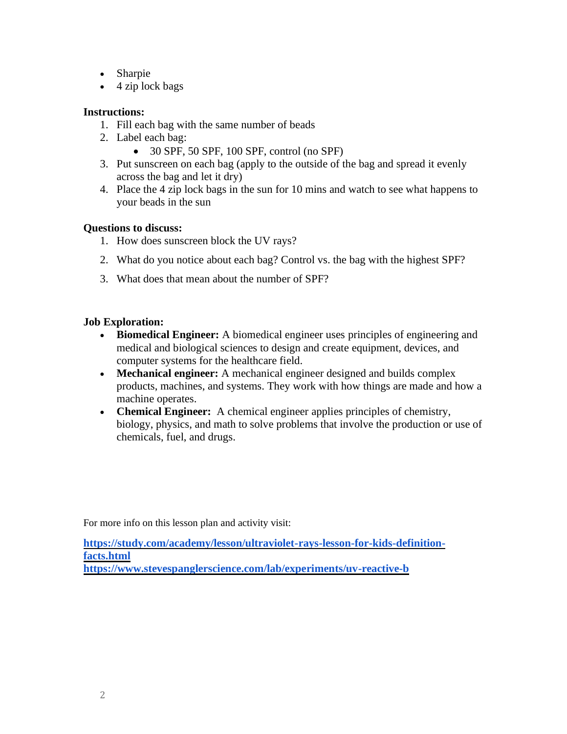- Sharpie
- 4 zip lock bags

**Instructions:**

1. Fill each bag with the same number of beads
2. Label each bag:
    - 30 SPF, 50 SPF, 100 SPF, control (no SPF)
3. Put sunscreen on each bag (apply to the outside of the bag and spread it evenly across the bag and let it dry)
4. Place the 4 zip lock bags in the sun for 10 mins and watch to see what happens to your beads in the sun

**Questions to discuss:**

1. How does sunscreen block the UV rays?
2. What do you notice about each bag? Control vs. the bag with the highest SPF?
3. What does that mean about the number of SPF?

**Job Exploration:**

- **Biomedical Engineer:** A biomedical engineer uses principles of engineering and medical and biological sciences to design and create equipment, devices, and computer systems for the healthcare field.
- **Mechanical engineer:** A mechanical engineer designed and builds complex products, machines, and systems. They work with how things are made and how a machine operates.
- **Chemical Engineer:** A chemical engineer applies principles of chemistry, biology, physics, and math to solve problems that involve the production or use of chemicals, fuel, and drugs.

For more info on this lesson plan and activity visit:

**https://study.com/academy/lesson/ultraviolet-rays-lesson-for-kids-definition-facts.html**
**https://www.stevespanglerscience.com/lab/experiments/uv-reactive-b**